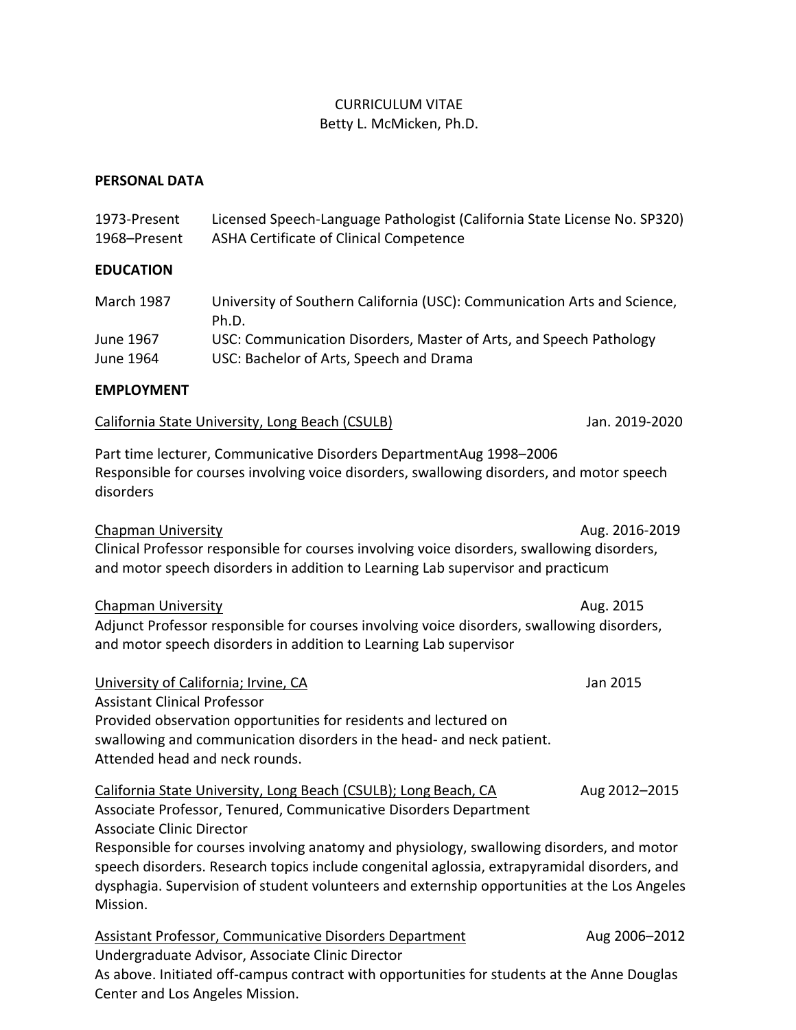CURRICULUM VITAE
Betty L. McMicken, Ph.D.

**PERSONAL DATA**

1973-Present Licensed Speech-Language Pathologist (California State License No. SP320)
1968–Present ASHA Certificate of Clinical Competence

**EDUCATION**

March 1987 University of Southern California (USC): Communication Arts and Science, Ph.D.
June 1967 USC: Communication Disorders, Master of Arts, and Speech Pathology
June 1964 USC: Bachelor of Arts, Speech and Drama

**EMPLOYMENT**

<u>California State University, Long Beach (CSULB)</u> Jan. 2019-2020

Part time lecturer, Communicative Disorders DepartmentAug 1998–2006
Responsible for courses involving voice disorders, swallowing disorders, and motor speech disorders

<u>Chapman University</u> Aug. 2016-2019
Clinical Professor responsible for courses involving voice disorders, swallowing disorders, and motor speech disorders in addition to Learning Lab supervisor and practicum

<u>Chapman University</u> Aug. 2015
Adjunct Professor responsible for courses involving voice disorders, swallowing disorders, and motor speech disorders in addition to Learning Lab supervisor

<u>University of California; Irvine, CA</u> Jan 2015
Assistant Clinical Professor
Provided observation opportunities for residents and lectured on swallowing and communication disorders in the head- and neck patient.
Attended head and neck rounds.

<u>California State University, Long Beach (CSULB); Long Beach, CA</u> Aug 2012–2015
Associate Professor, Tenured, Communicative Disorders Department
Associate Clinic Director
Responsible for courses involving anatomy and physiology, swallowing disorders, and motor speech disorders. Research topics include congenital aglossia, extrapyramidal disorders, and dysphagia. Supervision of student volunteers and externship opportunities at the Los Angeles Mission.

<u>Assistant Professor, Communicative Disorders Department</u> Aug 2006–2012
Undergraduate Advisor, Associate Clinic Director
As above. Initiated off-campus contract with opportunities for students at the Anne Douglas Center and Los Angeles Mission.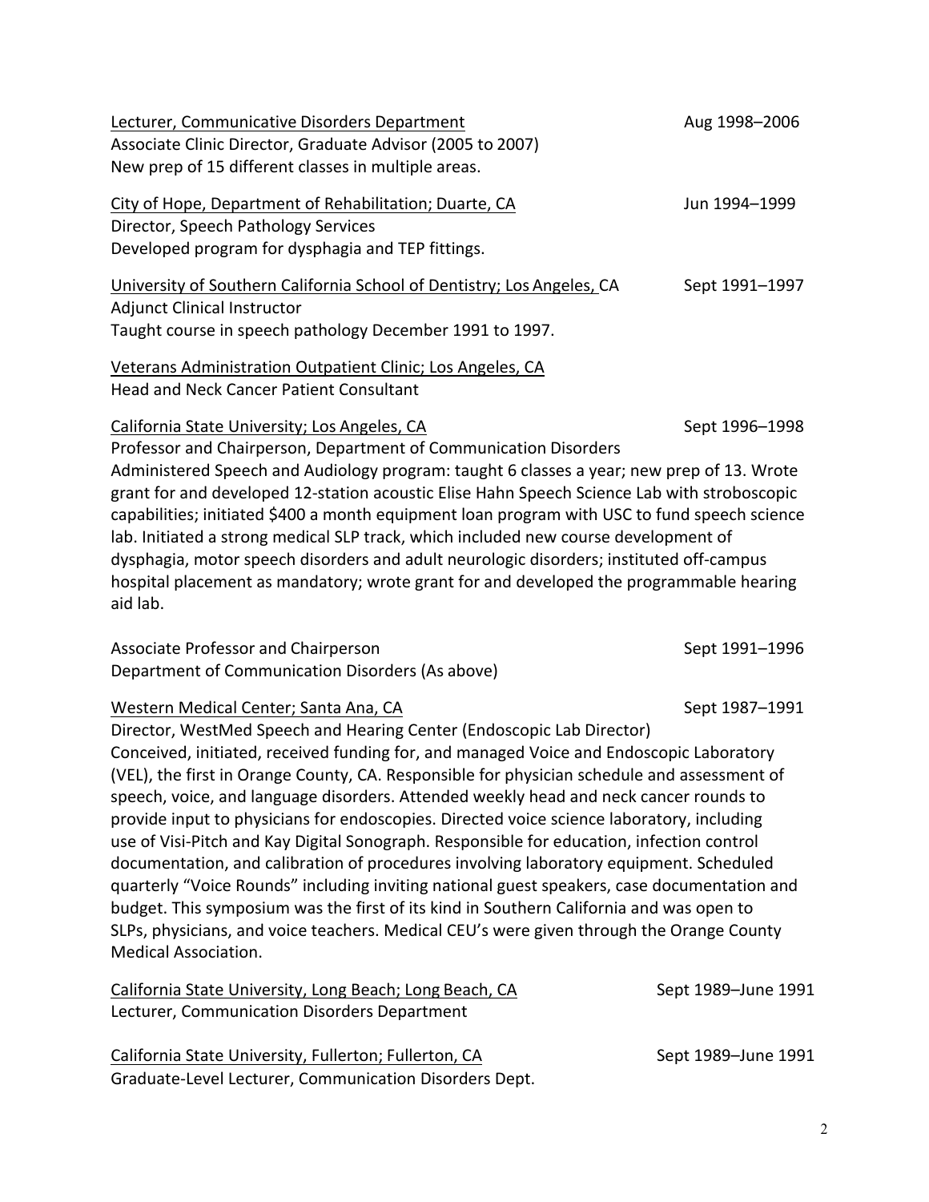<u>Lecturer, Communicative Disorders Department</u> Aug 1998–2006
Associate Clinic Director, Graduate Advisor (2005 to 2007)
New prep of 15 different classes in multiple areas.

<u>City of Hope, Department of Rehabilitation; Duarte, CA</u> Jun 1994–1999
Director, Speech Pathology Services
Developed program for dysphagia and TEP fittings.

<u>University of Southern California School of Dentistry; Los Angeles, CA</u> Sept 1991–1997
Adjunct Clinical Instructor
Taught course in speech pathology December 1991 to 1997.

<u>Veterans Administration Outpatient Clinic; Los Angeles, CA</u>
Head and Neck Cancer Patient Consultant

<u>California State University; Los Angeles, CA</u> Sept 1996–1998
Professor and Chairperson, Department of Communication Disorders
Administered Speech and Audiology program: taught 6 classes a year; new prep of 13. Wrote grant for and developed 12-station acoustic Elise Hahn Speech Science Lab with stroboscopic capabilities; initiated $400 a month equipment loan program with USC to fund speech science lab. Initiated a strong medical SLP track, which included new course development of dysphagia, motor speech disorders and adult neurologic disorders; instituted off-campus hospital placement as mandatory; wrote grant for and developed the programmable hearing aid lab.

Associate Professor and Chairperson Sept 1991–1996
Department of Communication Disorders (As above)

<u>Western Medical Center; Santa Ana, CA</u> Sept 1987–1991
Director, WestMed Speech and Hearing Center (Endoscopic Lab Director)
Conceived, initiated, received funding for, and managed Voice and Endoscopic Laboratory (VEL), the first in Orange County, CA. Responsible for physician schedule and assessment of speech, voice, and language disorders. Attended weekly head and neck cancer rounds to provide input to physicians for endoscopies. Directed voice science laboratory, including use of Visi-Pitch and Kay Digital Sonograph. Responsible for education, infection control documentation, and calibration of procedures involving laboratory equipment. Scheduled quarterly "Voice Rounds" including inviting national guest speakers, case documentation and budget. This symposium was the first of its kind in Southern California and was open to SLPs, physicians, and voice teachers. Medical CEU's were given through the Orange County Medical Association.

<u>California State University, Long Beach; Long Beach, CA</u> Sept 1989–June 1991
Lecturer, Communication Disorders Department

<u>California State University, Fullerton; Fullerton, CA</u> Sept 1989–June 1991
Graduate-Level Lecturer, Communication Disorders Dept.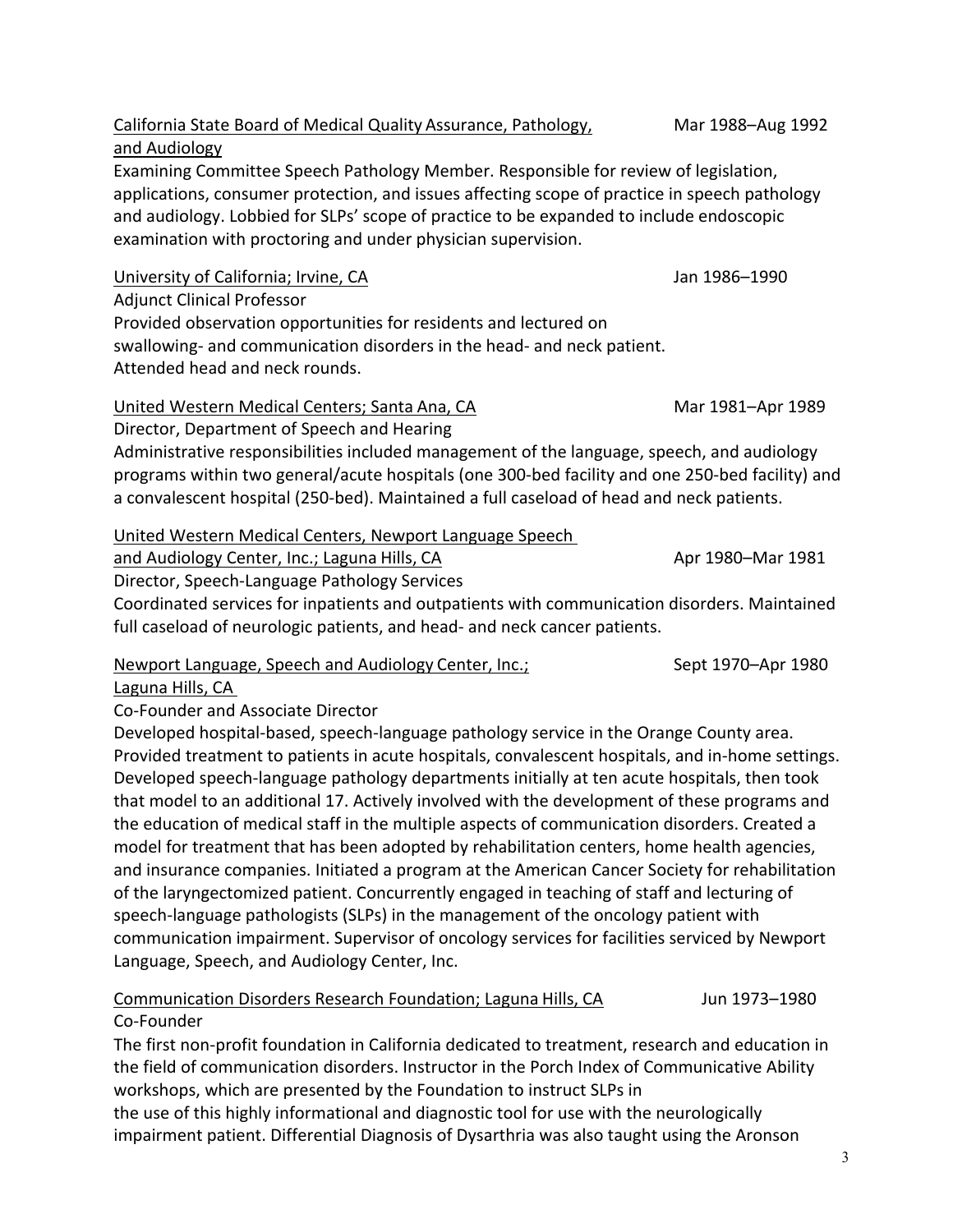California State Board of Medical Quality Assurance, Pathology, and Audiology — Mar 1988–Aug 1992

Examining Committee Speech Pathology Member. Responsible for review of legislation, applications, consumer protection, and issues affecting scope of practice in speech pathology and audiology. Lobbied for SLPs' scope of practice to be expanded to include endoscopic examination with proctoring and under physician supervision.

University of California; Irvine, CA — Jan 1986–1990

Adjunct Clinical Professor

Provided observation opportunities for residents and lectured on swallowing- and communication disorders in the head- and neck patient. Attended head and neck rounds.

United Western Medical Centers; Santa Ana, CA — Mar 1981–Apr 1989

Director, Department of Speech and Hearing

Administrative responsibilities included management of the language, speech, and audiology programs within two general/acute hospitals (one 300-bed facility and one 250-bed facility) and a convalescent hospital (250-bed). Maintained a full caseload of head and neck patients.

United Western Medical Centers, Newport Language Speech and Audiology Center, Inc.; Laguna Hills, CA — Apr 1980–Mar 1981

Director, Speech-Language Pathology Services

Coordinated services for inpatients and outpatients with communication disorders. Maintained full caseload of neurologic patients, and head- and neck cancer patients.

Newport Language, Speech and Audiology Center, Inc.; Laguna Hills, CA — Sept 1970–Apr 1980

Co-Founder and Associate Director

Developed hospital-based, speech-language pathology service in the Orange County area. Provided treatment to patients in acute hospitals, convalescent hospitals, and in-home settings. Developed speech-language pathology departments initially at ten acute hospitals, then took that model to an additional 17. Actively involved with the development of these programs and the education of medical staff in the multiple aspects of communication disorders. Created a model for treatment that has been adopted by rehabilitation centers, home health agencies, and insurance companies. Initiated a program at the American Cancer Society for rehabilitation of the laryngectomized patient. Concurrently engaged in teaching of staff and lecturing of speech-language pathologists (SLPs) in the management of the oncology patient with communication impairment. Supervisor of oncology services for facilities serviced by Newport Language, Speech, and Audiology Center, Inc.

Communication Disorders Research Foundation; Laguna Hills, CA — Jun 1973–1980

Co-Founder

The first non-profit foundation in California dedicated to treatment, research and education in the field of communication disorders. Instructor in the Porch Index of Communicative Ability workshops, which are presented by the Foundation to instruct SLPs in the use of this highly informational and diagnostic tool for use with the neurologically impairment patient. Differential Diagnosis of Dysarthria was also taught using the Aronson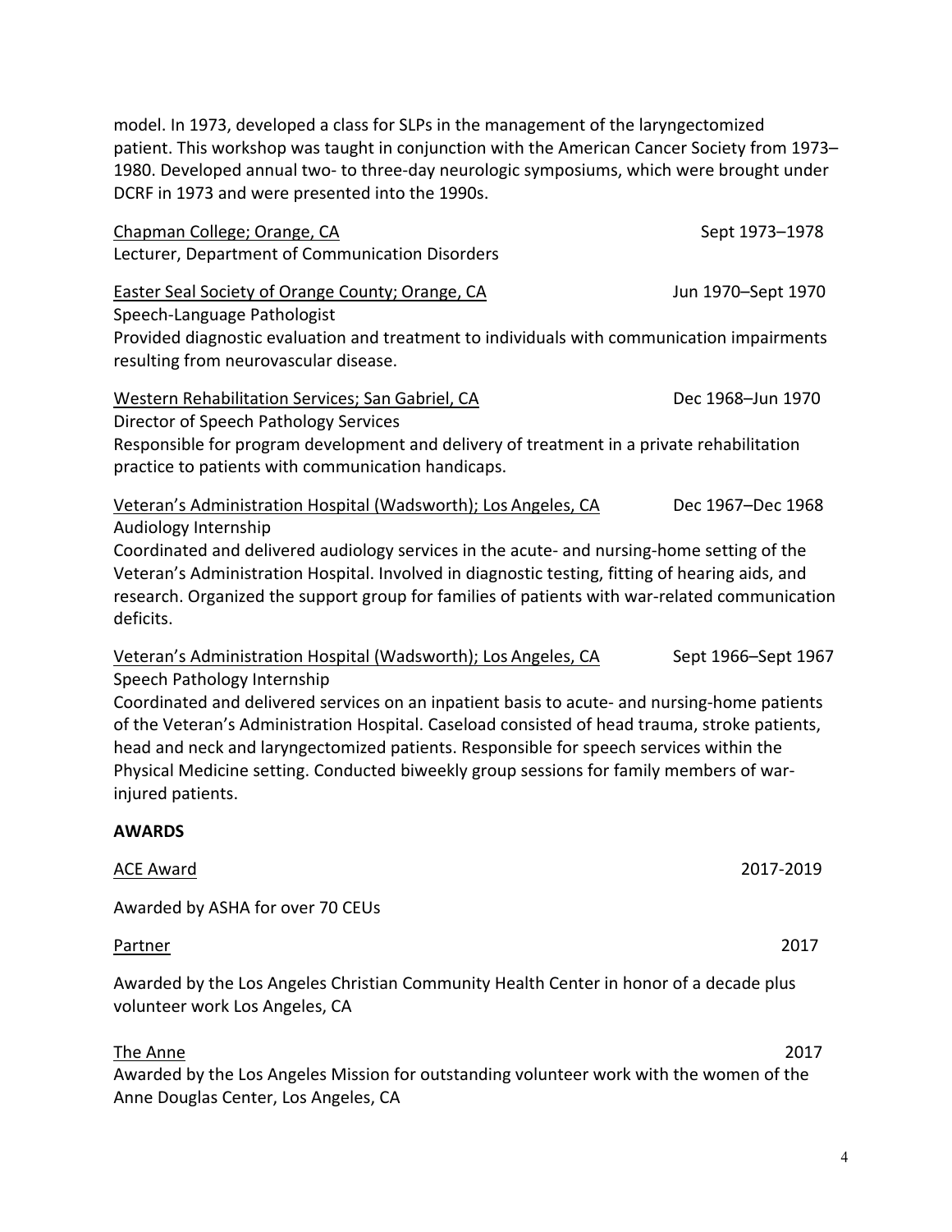model. In 1973, developed a class for SLPs in the management of the laryngectomized patient. This workshop was taught in conjunction with the American Cancer Society from 1973–1980. Developed annual two- to three-day neurologic symposiums, which were brought under DCRF in 1973 and were presented into the 1990s.

Chapman College; Orange, CA — Sept 1973–1978
Lecturer, Department of Communication Disorders

Easter Seal Society of Orange County; Orange, CA — Jun 1970–Sept 1970
Speech-Language Pathologist
Provided diagnostic evaluation and treatment to individuals with communication impairments resulting from neurovascular disease.

Western Rehabilitation Services; San Gabriel, CA — Dec 1968–Jun 1970
Director of Speech Pathology Services
Responsible for program development and delivery of treatment in a private rehabilitation practice to patients with communication handicaps.

Veteran's Administration Hospital (Wadsworth); Los Angeles, CA — Dec 1967–Dec 1968
Audiology Internship
Coordinated and delivered audiology services in the acute- and nursing-home setting of the Veteran's Administration Hospital. Involved in diagnostic testing, fitting of hearing aids, and research. Organized the support group for families of patients with war-related communication deficits.

Veteran's Administration Hospital (Wadsworth); Los Angeles, CA — Sept 1966–Sept 1967
Speech Pathology Internship
Coordinated and delivered services on an inpatient basis to acute- and nursing-home patients of the Veteran's Administration Hospital. Caseload consisted of head trauma, stroke patients, head and neck and laryngectomized patients. Responsible for speech services within the Physical Medicine setting. Conducted biweekly group sessions for family members of war-injured patients.

**AWARDS**

ACE Award — 2017-2019

Awarded by ASHA for over 70 CEUs

Partner — 2017

Awarded by the Los Angeles Christian Community Health Center in honor of a decade plus volunteer work Los Angeles, CA

The Anne — 2017
Awarded by the Los Angeles Mission for outstanding volunteer work with the women of the Anne Douglas Center, Los Angeles, CA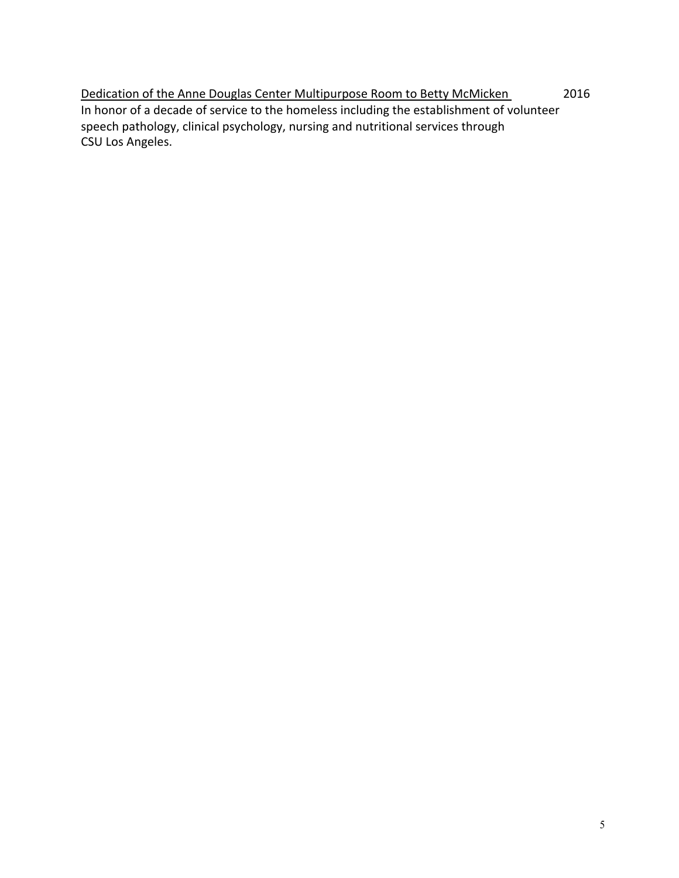<u>Dedication of the Anne Douglas Center Multipurpose Room to Betty McMicken</u> 2016

In honor of a decade of service to the homeless including the establishment of volunteer speech pathology, clinical psychology, nursing and nutritional services through CSU Los Angeles.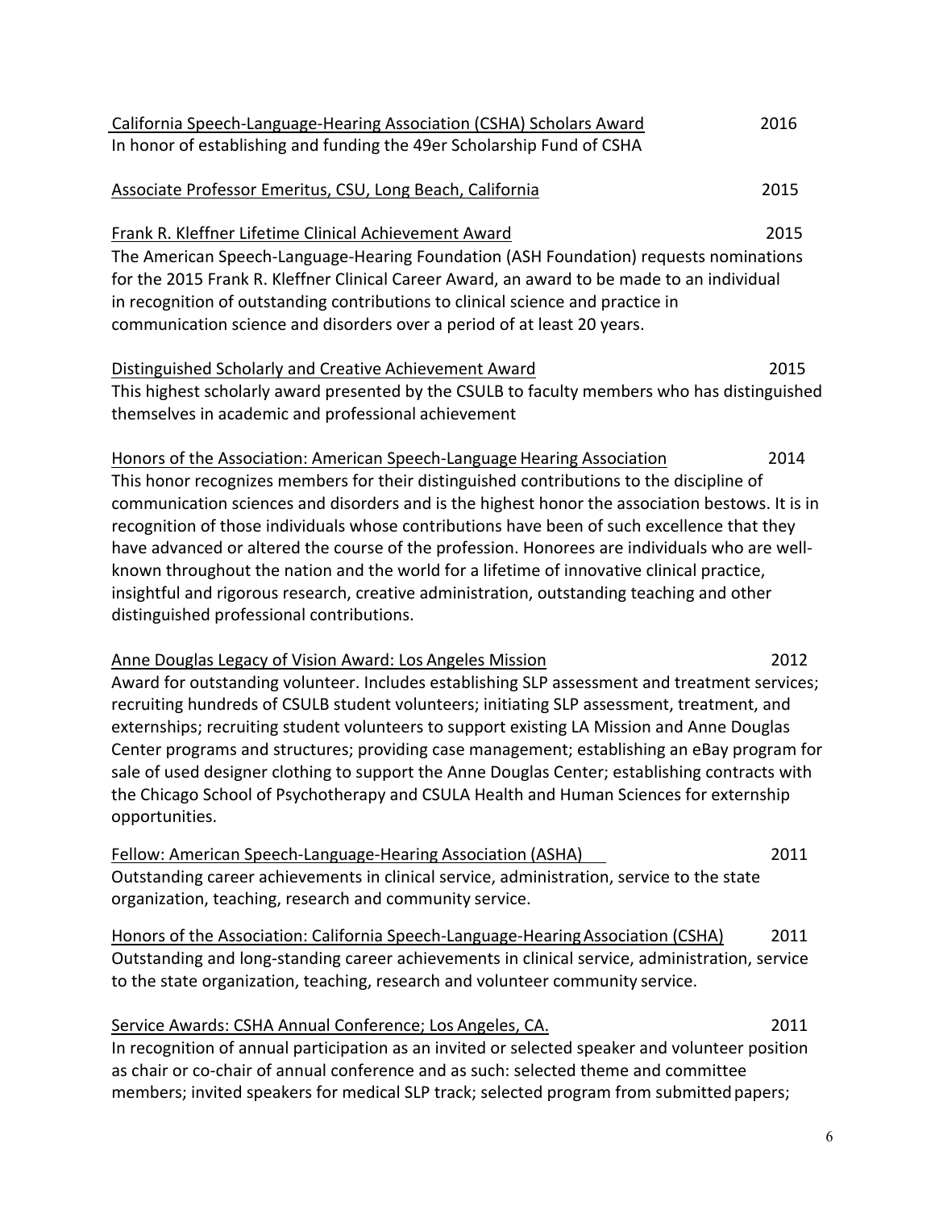California Speech-Language-Hearing Association (CSHA) Scholars Award 2016
In honor of establishing and funding the 49er Scholarship Fund of CSHA

Associate Professor Emeritus, CSU, Long Beach, California 2015

Frank R. Kleffner Lifetime Clinical Achievement Award 2015
The American Speech-Language-Hearing Foundation (ASH Foundation) requests nominations for the 2015 Frank R. Kleffner Clinical Career Award, an award to be made to an individual in recognition of outstanding contributions to clinical science and practice in communication science and disorders over a period of at least 20 years.

Distinguished Scholarly and Creative Achievement Award 2015
This highest scholarly award presented by the CSULB to faculty members who has distinguished themselves in academic and professional achievement

Honors of the Association: American Speech-Language Hearing Association 2014
This honor recognizes members for their distinguished contributions to the discipline of communication sciences and disorders and is the highest honor the association bestows. It is in recognition of those individuals whose contributions have been of such excellence that they have advanced or altered the course of the profession. Honorees are individuals who are well-known throughout the nation and the world for a lifetime of innovative clinical practice, insightful and rigorous research, creative administration, outstanding teaching and other distinguished professional contributions.

Anne Douglas Legacy of Vision Award: Los Angeles Mission 2012
Award for outstanding volunteer. Includes establishing SLP assessment and treatment services; recruiting hundreds of CSULB student volunteers; initiating SLP assessment, treatment, and externships; recruiting student volunteers to support existing LA Mission and Anne Douglas Center programs and structures; providing case management; establishing an eBay program for sale of used designer clothing to support the Anne Douglas Center; establishing contracts with the Chicago School of Psychotherapy and CSULA Health and Human Sciences for externship opportunities.

Fellow: American Speech-Language-Hearing Association (ASHA) 2011
Outstanding career achievements in clinical service, administration, service to the state organization, teaching, research and community service.

Honors of the Association: California Speech-Language-Hearing Association (CSHA) 2011
Outstanding and long-standing career achievements in clinical service, administration, service to the state organization, teaching, research and volunteer community service.

Service Awards: CSHA Annual Conference; Los Angeles, CA. 2011
In recognition of annual participation as an invited or selected speaker and volunteer position as chair or co-chair of annual conference and as such: selected theme and committee members; invited speakers for medical SLP track; selected program from submitted papers;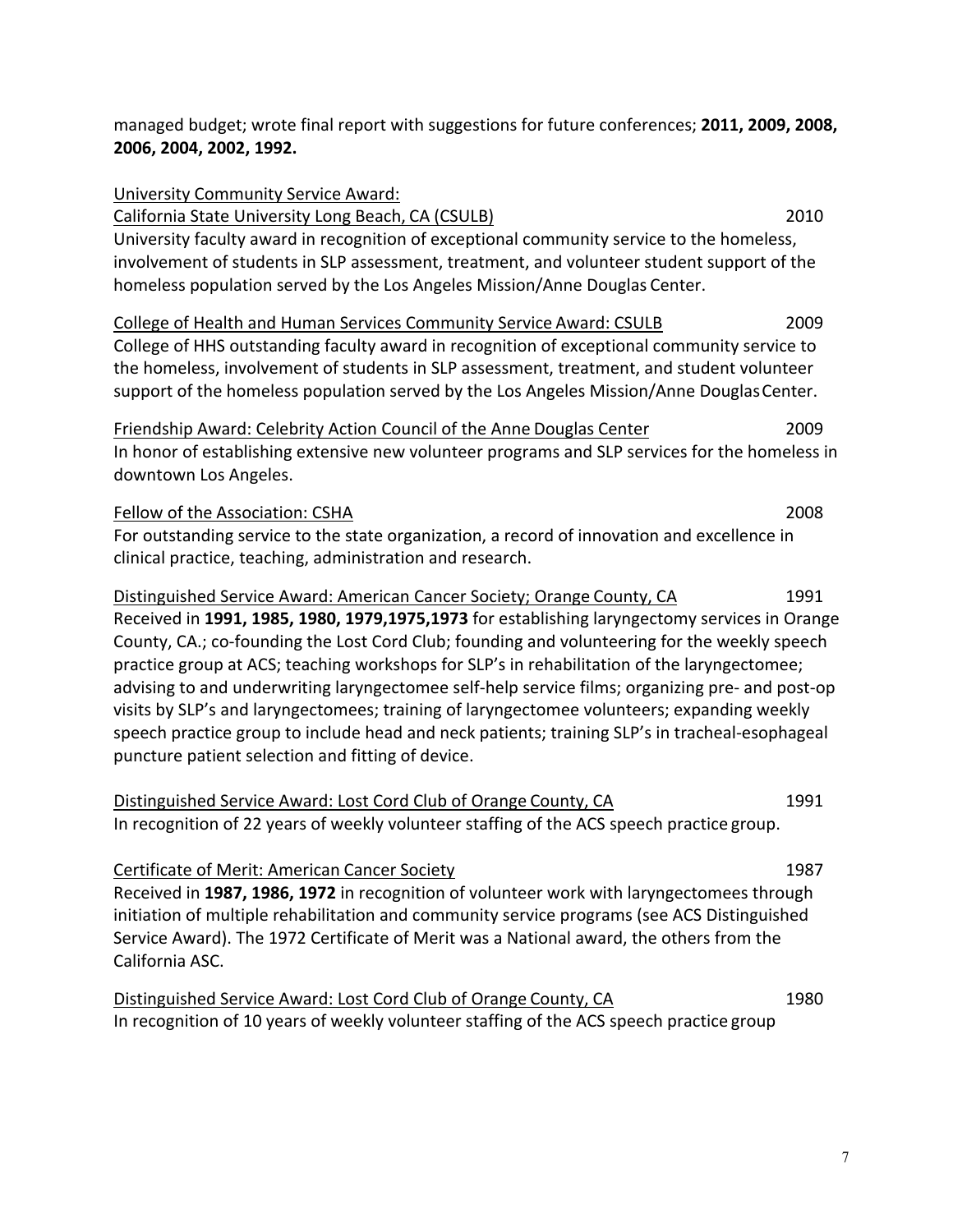managed budget; wrote final report with suggestions for future conferences; **2011, 2009, 2008, 2006, 2004, 2002, 1992.**

University Community Service Award:
California State University Long Beach, CA (CSULB) 2010
University faculty award in recognition of exceptional community service to the homeless, involvement of students in SLP assessment, treatment, and volunteer student support of the homeless population served by the Los Angeles Mission/Anne Douglas Center.

College of Health and Human Services Community Service Award: CSULB 2009
College of HHS outstanding faculty award in recognition of exceptional community service to the homeless, involvement of students in SLP assessment, treatment, and student volunteer support of the homeless population served by the Los Angeles Mission/Anne Douglas Center.

Friendship Award: Celebrity Action Council of the Anne Douglas Center 2009
In honor of establishing extensive new volunteer programs and SLP services for the homeless in downtown Los Angeles.

Fellow of the Association: CSHA 2008
For outstanding service to the state organization, a record of innovation and excellence in clinical practice, teaching, administration and research.

Distinguished Service Award: American Cancer Society; Orange County, CA 1991
Received in **1991, 1985, 1980, 1979,1975,1973** for establishing laryngectomy services in Orange County, CA.; co-founding the Lost Cord Club; founding and volunteering for the weekly speech practice group at ACS; teaching workshops for SLP's in rehabilitation of the laryngectomee; advising to and underwriting laryngectomee self-help service films; organizing pre- and post-op visits by SLP's and laryngectomees; training of laryngectomee volunteers; expanding weekly speech practice group to include head and neck patients; training SLP's in tracheal-esophageal puncture patient selection and fitting of device.

Distinguished Service Award: Lost Cord Club of Orange County, CA 1991
In recognition of 22 years of weekly volunteer staffing of the ACS speech practice group.

Certificate of Merit: American Cancer Society 1987
Received in **1987, 1986, 1972** in recognition of volunteer work with laryngectomees through initiation of multiple rehabilitation and community service programs (see ACS Distinguished Service Award). The 1972 Certificate of Merit was a National award, the others from the California ASC.

Distinguished Service Award: Lost Cord Club of Orange County, CA 1980
In recognition of 10 years of weekly volunteer staffing of the ACS speech practice group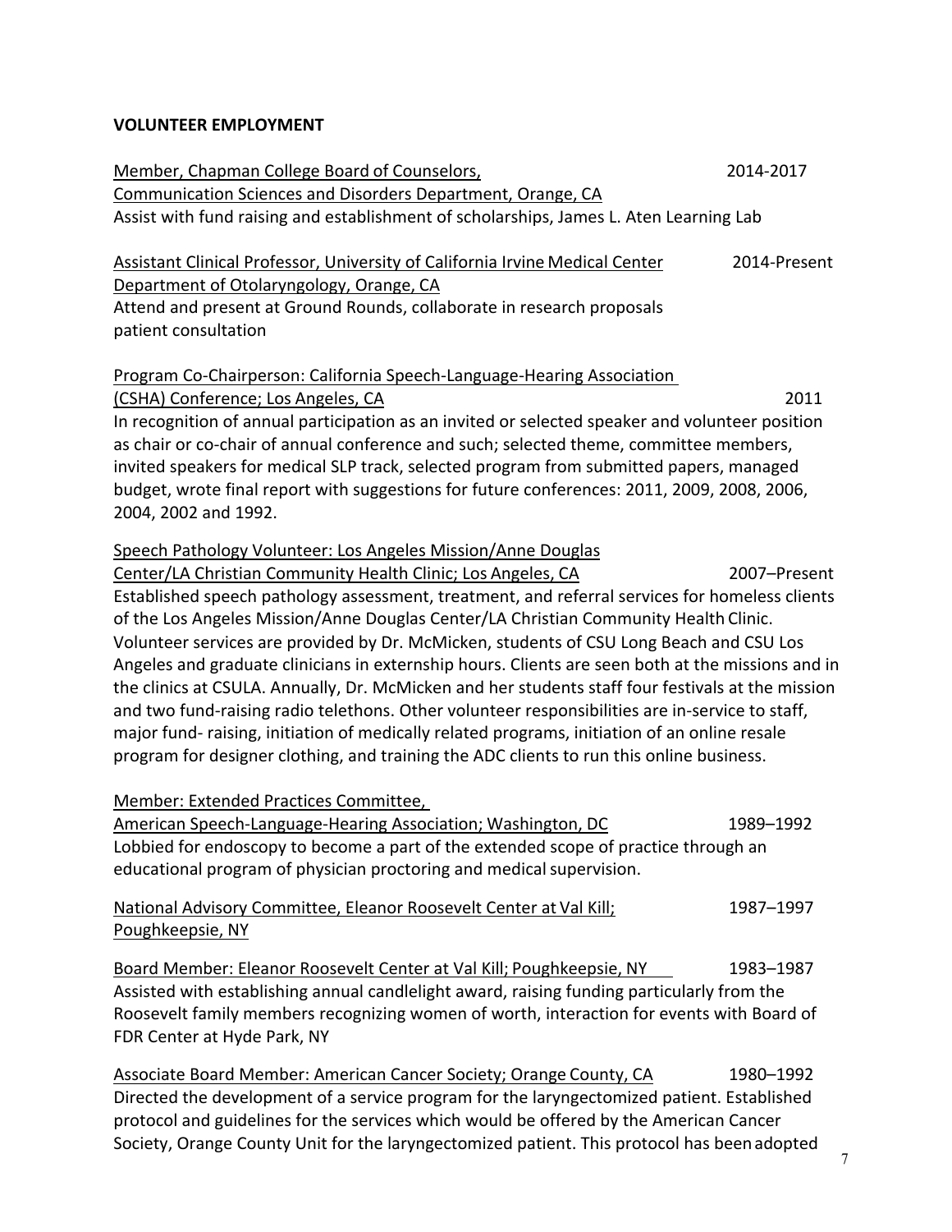**VOLUNTEER EMPLOYMENT**

Member, Chapman College Board of Counselors, Communication Sciences and Disorders Department, Orange, CA — 2014-2017
Assist with fund raising and establishment of scholarships, James L. Aten Learning Lab

Assistant Clinical Professor, University of California Irvine Medical Center Department of Otolaryngology, Orange, CA — 2014-Present
Attend and present at Ground Rounds, collaborate in research proposals patient consultation

Program Co-Chairperson: California Speech-Language-Hearing Association (CSHA) Conference; Los Angeles, CA — 2011
In recognition of annual participation as an invited or selected speaker and volunteer position as chair or co-chair of annual conference and such; selected theme, committee members, invited speakers for medical SLP track, selected program from submitted papers, managed budget, wrote final report with suggestions for future conferences: 2011, 2009, 2008, 2006, 2004, 2002 and 1992.

Speech Pathology Volunteer: Los Angeles Mission/Anne Douglas Center/LA Christian Community Health Clinic; Los Angeles, CA — 2007–Present
Established speech pathology assessment, treatment, and referral services for homeless clients of the Los Angeles Mission/Anne Douglas Center/LA Christian Community Health Clinic. Volunteer services are provided by Dr. McMicken, students of CSU Long Beach and CSU Los Angeles and graduate clinicians in externship hours. Clients are seen both at the missions and in the clinics at CSULA. Annually, Dr. McMicken and her students staff four festivals at the mission and two fund-raising radio telethons. Other volunteer responsibilities are in-service to staff, major fund- raising, initiation of medically related programs, initiation of an online resale program for designer clothing, and training the ADC clients to run this online business.

Member: Extended Practices Committee, American Speech-Language-Hearing Association; Washington, DC — 1989–1992
Lobbied for endoscopy to become a part of the extended scope of practice through an educational program of physician proctoring and medical supervision.

National Advisory Committee, Eleanor Roosevelt Center at Val Kill; Poughkeepsie, NY — 1987–1997

Board Member: Eleanor Roosevelt Center at Val Kill; Poughkeepsie, NY — 1983–1987
Assisted with establishing annual candlelight award, raising funding particularly from the Roosevelt family members recognizing women of worth, interaction for events with Board of FDR Center at Hyde Park, NY

Associate Board Member: American Cancer Society; Orange County, CA — 1980–1992
Directed the development of a service program for the laryngectomized patient. Established protocol and guidelines for the services which would be offered by the American Cancer Society, Orange County Unit for the laryngectomized patient. This protocol has been adopted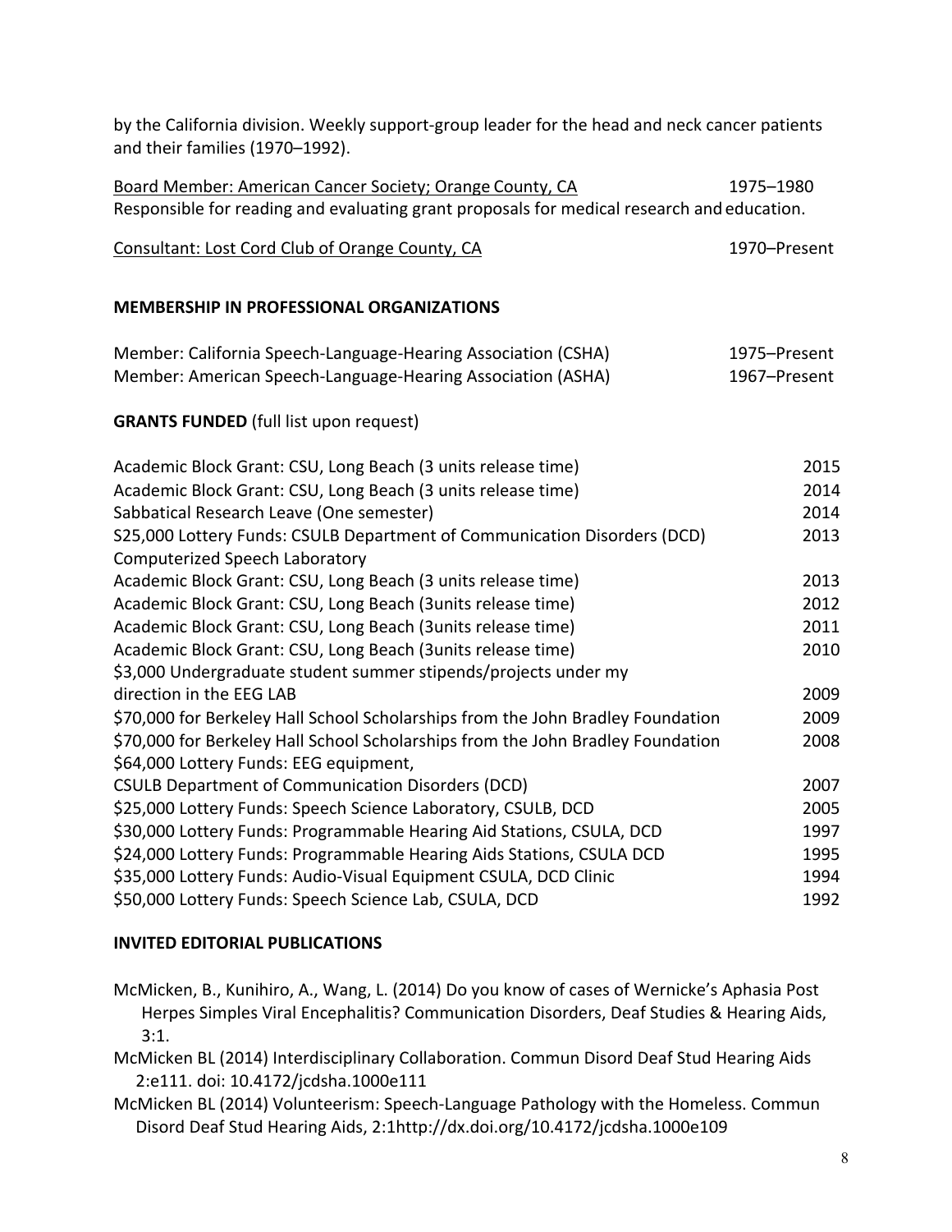by the California division. Weekly support-group leader for the head and neck cancer patients and their families (1970–1992).

Board Member: American Cancer Society; Orange County, CA 1975–1980
Responsible for reading and evaluating grant proposals for medical research and education.

Consultant: Lost Cord Club of Orange County, CA 1970–Present

**MEMBERSHIP IN PROFESSIONAL ORGANIZATIONS**

Member: California Speech-Language-Hearing Association (CSHA) 1975–Present
Member: American Speech-Language-Hearing Association (ASHA) 1967–Present

**GRANTS FUNDED** (full list upon request)

Academic Block Grant: CSU, Long Beach (3 units release time) 2015
Academic Block Grant: CSU, Long Beach (3 units release time) 2014
Sabbatical Research Leave (One semester) 2014
S25,000 Lottery Funds: CSULB Department of Communication Disorders (DCD) Computerized Speech Laboratory 2013
Academic Block Grant: CSU, Long Beach (3 units release time) 2013
Academic Block Grant: CSU, Long Beach (3units release time) 2012
Academic Block Grant: CSU, Long Beach (3units release time) 2011
Academic Block Grant: CSU, Long Beach (3units release time) 2010
$3,000 Undergraduate student summer stipends/projects under my direction in the EEG LAB 2009
$70,000 for Berkeley Hall School Scholarships from the John Bradley Foundation 2009
$70,000 for Berkeley Hall School Scholarships from the John Bradley Foundation 2008
$64,000 Lottery Funds: EEG equipment, CSULB Department of Communication Disorders (DCD) 2007
$25,000 Lottery Funds: Speech Science Laboratory, CSULB, DCD 2005
$30,000 Lottery Funds: Programmable Hearing Aid Stations, CSULA, DCD 1997
$24,000 Lottery Funds: Programmable Hearing Aids Stations, CSULA DCD 1995
$35,000 Lottery Funds: Audio-Visual Equipment CSULA, DCD Clinic 1994
$50,000 Lottery Funds: Speech Science Lab, CSULA, DCD 1992

**INVITED EDITORIAL PUBLICATIONS**

McMicken, B., Kunihiro, A., Wang, L. (2014) Do you know of cases of Wernicke's Aphasia Post Herpes Simples Viral Encephalitis? Communication Disorders, Deaf Studies & Hearing Aids, 3:1.

McMicken BL (2014) Interdisciplinary Collaboration. Commun Disord Deaf Stud Hearing Aids 2:e111. doi: 10.4172/jcdsha.1000e111

McMicken BL (2014) Volunteerism: Speech-Language Pathology with the Homeless. Commun Disord Deaf Stud Hearing Aids, 2:1http://dx.doi.org/10.4172/jcdsha.1000e109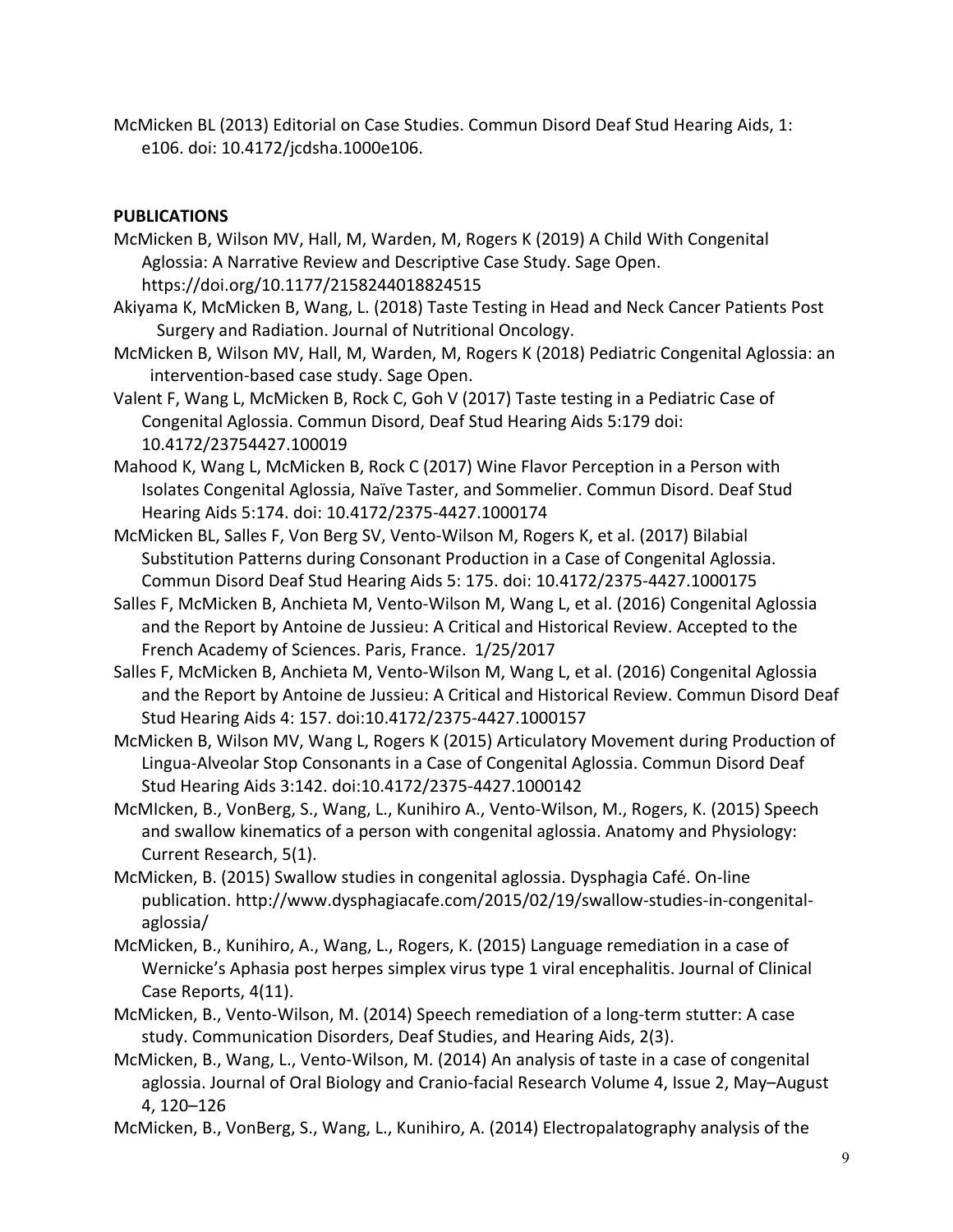McMicken BL (2013) Editorial on Case Studies. Commun Disord Deaf Stud Hearing Aids, 1: e106. doi: 10.4172/jcdsha.1000e106.

**PUBLICATIONS**

McMicken B, Wilson MV, Hall, M, Warden, M, Rogers K (2019) A Child With Congenital Aglossia: A Narrative Review and Descriptive Case Study. Sage Open. https://doi.org/10.1177/2158244018824515

Akiyama K, McMicken B, Wang, L. (2018) Taste Testing in Head and Neck Cancer Patients Post Surgery and Radiation. Journal of Nutritional Oncology.

McMicken B, Wilson MV, Hall, M, Warden, M, Rogers K (2018) Pediatric Congenital Aglossia: an intervention-based case study. Sage Open.

Valent F, Wang L, McMicken B, Rock C, Goh V (2017) Taste testing in a Pediatric Case of Congenital Aglossia. Commun Disord, Deaf Stud Hearing Aids 5:179 doi: 10.4172/23754427.100019

Mahood K, Wang L, McMicken B, Rock C (2017) Wine Flavor Perception in a Person with Isolates Congenital Aglossia, Naïve Taster, and Sommelier. Commun Disord. Deaf Stud Hearing Aids 5:174. doi: 10.4172/2375-4427.1000174

McMicken BL, Salles F, Von Berg SV, Vento-Wilson M, Rogers K, et al. (2017) Bilabial Substitution Patterns during Consonant Production in a Case of Congenital Aglossia. Commun Disord Deaf Stud Hearing Aids 5: 175. doi: 10.4172/2375-4427.1000175

Salles F, McMicken B, Anchieta M, Vento-Wilson M, Wang L, et al. (2016) Congenital Aglossia and the Report by Antoine de Jussieu: A Critical and Historical Review. Accepted to the French Academy of Sciences. Paris, France. 1/25/2017

Salles F, McMicken B, Anchieta M, Vento-Wilson M, Wang L, et al. (2016) Congenital Aglossia and the Report by Antoine de Jussieu: A Critical and Historical Review. Commun Disord Deaf Stud Hearing Aids 4: 157. doi:10.4172/2375-4427.1000157

McMicken B, Wilson MV, Wang L, Rogers K (2015) Articulatory Movement during Production of Lingua-Alveolar Stop Consonants in a Case of Congenital Aglossia. Commun Disord Deaf Stud Hearing Aids 3:142. doi:10.4172/2375-4427.1000142

McMIcken, B., VonBerg, S., Wang, L., Kunihiro A., Vento-Wilson, M., Rogers, K. (2015) Speech and swallow kinematics of a person with congenital aglossia. Anatomy and Physiology: Current Research, 5(1).

McMicken, B. (2015) Swallow studies in congenital aglossia. Dysphagia Café. On-line publication. http://www.dysphagiacafe.com/2015/02/19/swallow-studies-in-congenital-aglossia/

McMicken, B., Kunihiro, A., Wang, L., Rogers, K. (2015) Language remediation in a case of Wernicke's Aphasia post herpes simplex virus type 1 viral encephalitis. Journal of Clinical Case Reports, 4(11).

McMicken, B., Vento-Wilson, M. (2014) Speech remediation of a long-term stutter: A case study. Communication Disorders, Deaf Studies, and Hearing Aids, 2(3).

McMicken, B., Wang, L., Vento-Wilson, M. (2014) An analysis of taste in a case of congenital aglossia. Journal of Oral Biology and Cranio-facial Research Volume 4, Issue 2, May–August 4, 120–126

McMicken, B., VonBerg, S., Wang, L., Kunihiro, A. (2014) Electropalatography analysis of the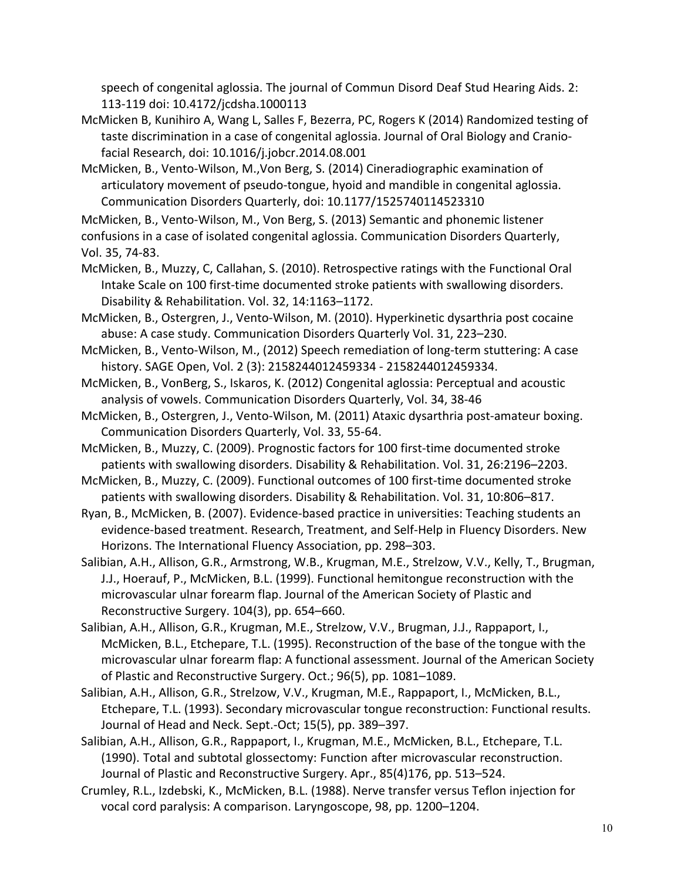speech of congenital aglossia. The journal of Commun Disord Deaf Stud Hearing Aids. 2: 113-119 doi: 10.4172/jcdsha.1000113

McMicken B, Kunihiro A, Wang L, Salles F, Bezerra, PC, Rogers K (2014) Randomized testing of taste discrimination in a case of congenital aglossia. Journal of Oral Biology and Cranio-facial Research, doi: 10.1016/j.jobcr.2014.08.001

McMicken, B., Vento-Wilson, M.,Von Berg, S. (2014) Cineradiographic examination of articulatory movement of pseudo-tongue, hyoid and mandible in congenital aglossia. Communication Disorders Quarterly, doi: 10.1177/1525740114523310

McMicken, B., Vento-Wilson, M., Von Berg, S. (2013) Semantic and phonemic listener confusions in a case of isolated congenital aglossia. Communication Disorders Quarterly, Vol. 35, 74-83.

McMicken, B., Muzzy, C, Callahan, S. (2010). Retrospective ratings with the Functional Oral Intake Scale on 100 first-time documented stroke patients with swallowing disorders. Disability & Rehabilitation. Vol. 32, 14:1163–1172.

McMicken, B., Ostergren, J., Vento-Wilson, M. (2010). Hyperkinetic dysarthria post cocaine abuse: A case study. Communication Disorders Quarterly Vol. 31, 223–230.

McMicken, B., Vento-Wilson, M., (2012) Speech remediation of long-term stuttering: A case history. SAGE Open, Vol. 2 (3): 2158244012459334 - 2158244012459334.

McMicken, B., VonBerg, S., Iskaros, K. (2012) Congenital aglossia: Perceptual and acoustic analysis of vowels. Communication Disorders Quarterly, Vol. 34, 38-46

McMicken, B., Ostergren, J., Vento-Wilson, M. (2011) Ataxic dysarthria post-amateur boxing. Communication Disorders Quarterly, Vol. 33, 55-64.

McMicken, B., Muzzy, C. (2009). Prognostic factors for 100 first-time documented stroke patients with swallowing disorders. Disability & Rehabilitation. Vol. 31, 26:2196–2203.

McMicken, B., Muzzy, C. (2009). Functional outcomes of 100 first-time documented stroke patients with swallowing disorders. Disability & Rehabilitation. Vol. 31, 10:806–817.

Ryan, B., McMicken, B. (2007). Evidence-based practice in universities: Teaching students an evidence-based treatment. Research, Treatment, and Self-Help in Fluency Disorders. New Horizons. The International Fluency Association, pp. 298–303.

Salibian, A.H., Allison, G.R., Armstrong, W.B., Krugman, M.E., Strelzow, V.V., Kelly, T., Brugman, J.J., Hoerauf, P., McMicken, B.L. (1999). Functional hemitongue reconstruction with the microvascular ulnar forearm flap. Journal of the American Society of Plastic and Reconstructive Surgery. 104(3), pp. 654–660.

Salibian, A.H., Allison, G.R., Krugman, M.E., Strelzow, V.V., Brugman, J.J., Rappaport, I., McMicken, B.L., Etchepare, T.L. (1995). Reconstruction of the base of the tongue with the microvascular ulnar forearm flap: A functional assessment. Journal of the American Society of Plastic and Reconstructive Surgery. Oct.; 96(5), pp. 1081–1089.

Salibian, A.H., Allison, G.R., Strelzow, V.V., Krugman, M.E., Rappaport, I., McMicken, B.L., Etchepare, T.L. (1993). Secondary microvascular tongue reconstruction: Functional results. Journal of Head and Neck. Sept.-Oct; 15(5), pp. 389–397.

Salibian, A.H., Allison, G.R., Rappaport, I., Krugman, M.E., McMicken, B.L., Etchepare, T.L. (1990). Total and subtotal glossectomy: Function after microvascular reconstruction. Journal of Plastic and Reconstructive Surgery. Apr., 85(4)176, pp. 513–524.

Crumley, R.L., Izdebski, K., McMicken, B.L. (1988). Nerve transfer versus Teflon injection for vocal cord paralysis: A comparison. Laryngoscope, 98, pp. 1200–1204.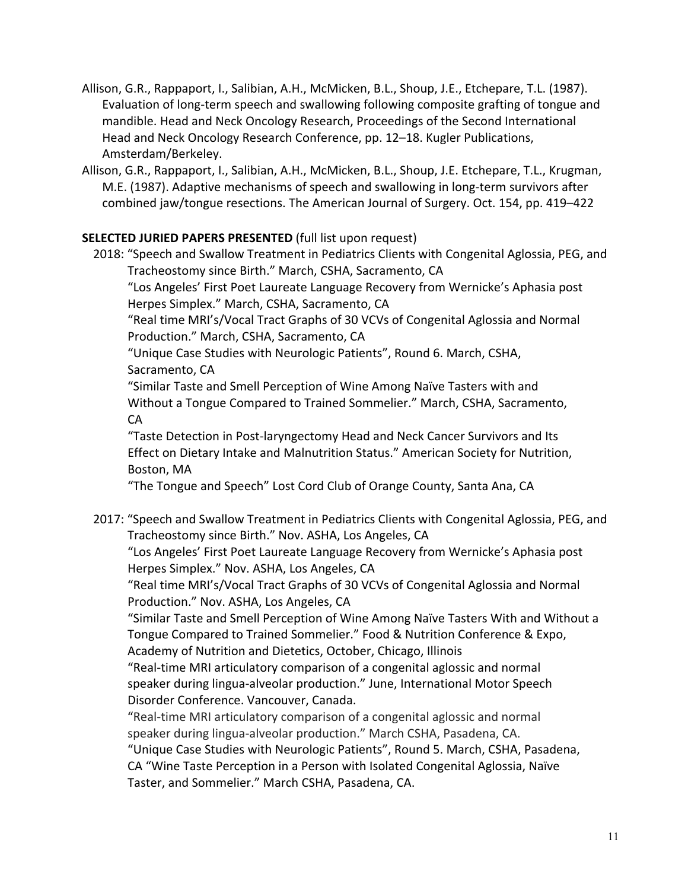Allison, G.R., Rappaport, I., Salibian, A.H., McMicken, B.L., Shoup, J.E., Etchepare, T.L. (1987). Evaluation of long-term speech and swallowing following composite grafting of tongue and mandible. Head and Neck Oncology Research, Proceedings of the Second International Head and Neck Oncology Research Conference, pp. 12–18. Kugler Publications, Amsterdam/Berkeley.

Allison, G.R., Rappaport, I., Salibian, A.H., McMicken, B.L., Shoup, J.E. Etchepare, T.L., Krugman, M.E. (1987). Adaptive mechanisms of speech and swallowing in long-term survivors after combined jaw/tongue resections. The American Journal of Surgery. Oct. 154, pp. 419–422

**SELECTED JURIED PAPERS PRESENTED** (full list upon request)

2018: "Speech and Swallow Treatment in Pediatrics Clients with Congenital Aglossia, PEG, and Tracheostomy since Birth." March, CSHA, Sacramento, CA

"Los Angeles' First Poet Laureate Language Recovery from Wernicke's Aphasia post Herpes Simplex." March, CSHA, Sacramento, CA

"Real time MRI's/Vocal Tract Graphs of 30 VCVs of Congenital Aglossia and Normal Production." March, CSHA, Sacramento, CA

"Unique Case Studies with Neurologic Patients", Round 6. March, CSHA, Sacramento, CA

"Similar Taste and Smell Perception of Wine Among Naïve Tasters with and Without a Tongue Compared to Trained Sommelier." March, CSHA, Sacramento, CA

"Taste Detection in Post-laryngectomy Head and Neck Cancer Survivors and Its Effect on Dietary Intake and Malnutrition Status." American Society for Nutrition, Boston, MA

"The Tongue and Speech" Lost Cord Club of Orange County, Santa Ana, CA

2017: "Speech and Swallow Treatment in Pediatrics Clients with Congenital Aglossia, PEG, and Tracheostomy since Birth." Nov. ASHA, Los Angeles, CA

"Los Angeles' First Poet Laureate Language Recovery from Wernicke's Aphasia post Herpes Simplex." Nov. ASHA, Los Angeles, CA

"Real time MRI's/Vocal Tract Graphs of 30 VCVs of Congenital Aglossia and Normal Production." Nov. ASHA, Los Angeles, CA

"Similar Taste and Smell Perception of Wine Among Naïve Tasters With and Without a Tongue Compared to Trained Sommelier." Food & Nutrition Conference & Expo, Academy of Nutrition and Dietetics, October, Chicago, Illinois

"Real-time MRI articulatory comparison of a congenital aglossic and normal speaker during lingua-alveolar production." June, International Motor Speech Disorder Conference. Vancouver, Canada.

"Real-time MRI articulatory comparison of a congenital aglossic and normal speaker during lingua-alveolar production." March CSHA, Pasadena, CA.

"Unique Case Studies with Neurologic Patients", Round 5. March, CSHA, Pasadena, CA "Wine Taste Perception in a Person with Isolated Congenital Aglossia, Naïve Taster, and Sommelier." March CSHA, Pasadena, CA.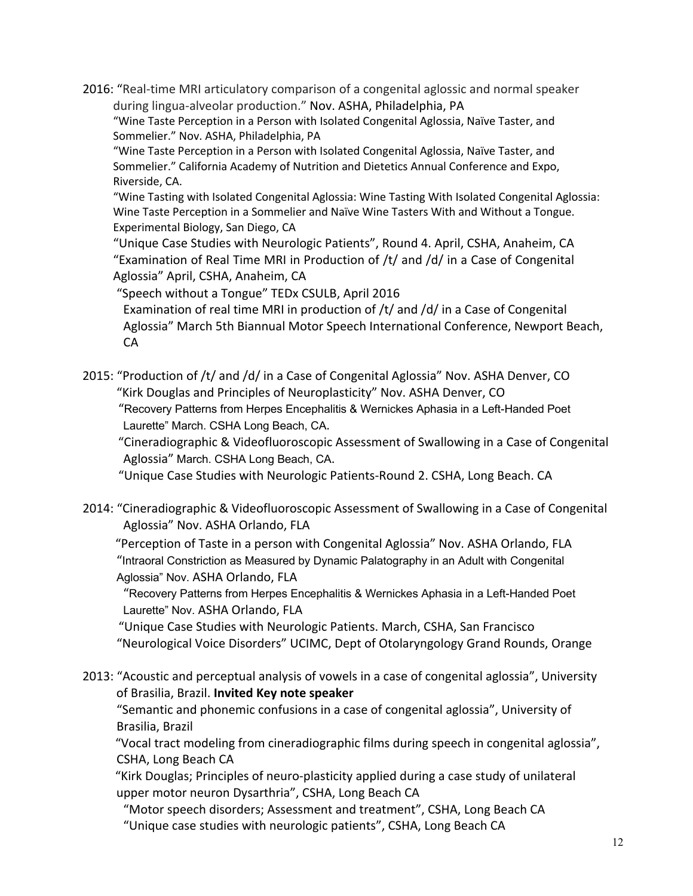2016: "Real-time MRI articulatory comparison of a congenital aglossic and normal speaker during lingua-alveolar production." Nov. ASHA, Philadelphia, PA

"Wine Taste Perception in a Person with Isolated Congenital Aglossia, Naïve Taster, and Sommelier." Nov. ASHA, Philadelphia, PA

"Wine Taste Perception in a Person with Isolated Congenital Aglossia, Naïve Taster, and Sommelier." California Academy of Nutrition and Dietetics Annual Conference and Expo, Riverside, CA.

"Wine Tasting with Isolated Congenital Aglossia: Wine Tasting With Isolated Congenital Aglossia: Wine Taste Perception in a Sommelier and Naïve Wine Tasters With and Without a Tongue. Experimental Biology, San Diego, CA

"Unique Case Studies with Neurologic Patients", Round 4. April, CSHA, Anaheim, CA

"Examination of Real Time MRI in Production of /t/ and /d/ in a Case of Congenital Aglossia" April, CSHA, Anaheim, CA

"Speech without a Tongue" TEDx CSULB, April 2016

Examination of real time MRI in production of /t/ and /d/ in a Case of Congenital Aglossia" March 5th Biannual Motor Speech International Conference, Newport Beach, CA

2015: "Production of /t/ and /d/ in a Case of Congenital Aglossia" Nov. ASHA Denver, CO

"Kirk Douglas and Principles of Neuroplasticity" Nov. ASHA Denver, CO

"Recovery Patterns from Herpes Encephalitis & Wernickes Aphasia in a Left-Handed Poet Laurette" March. CSHA Long Beach, CA.

"Cineradiographic & Videofluoroscopic Assessment of Swallowing in a Case of Congenital Aglossia" March. CSHA Long Beach, CA.

"Unique Case Studies with Neurologic Patients-Round 2. CSHA, Long Beach. CA

2014: "Cineradiographic & Videofluoroscopic Assessment of Swallowing in a Case of Congenital Aglossia" Nov. ASHA Orlando, FLA

"Perception of Taste in a person with Congenital Aglossia" Nov. ASHA Orlando, FLA

"Intraoral Constriction as Measured by Dynamic Palatography in an Adult with Congenital Aglossia" Nov. ASHA Orlando, FLA

"Recovery Patterns from Herpes Encephalitis & Wernickes Aphasia in a Left-Handed Poet Laurette" Nov. ASHA Orlando, FLA

"Unique Case Studies with Neurologic Patients. March, CSHA, San Francisco

"Neurological Voice Disorders" UCIMC, Dept of Otolaryngology Grand Rounds, Orange

2013: "Acoustic and perceptual analysis of vowels in a case of congenital aglossia", University of Brasilia, Brazil. **Invited Key note speaker**

"Semantic and phonemic confusions in a case of congenital aglossia", University of Brasilia, Brazil

"Vocal tract modeling from cineradiographic films during speech in congenital aglossia", CSHA, Long Beach CA

"Kirk Douglas; Principles of neuro-plasticity applied during a case study of unilateral upper motor neuron Dysarthria", CSHA, Long Beach CA

"Motor speech disorders; Assessment and treatment", CSHA, Long Beach CA

"Unique case studies with neurologic patients", CSHA, Long Beach CA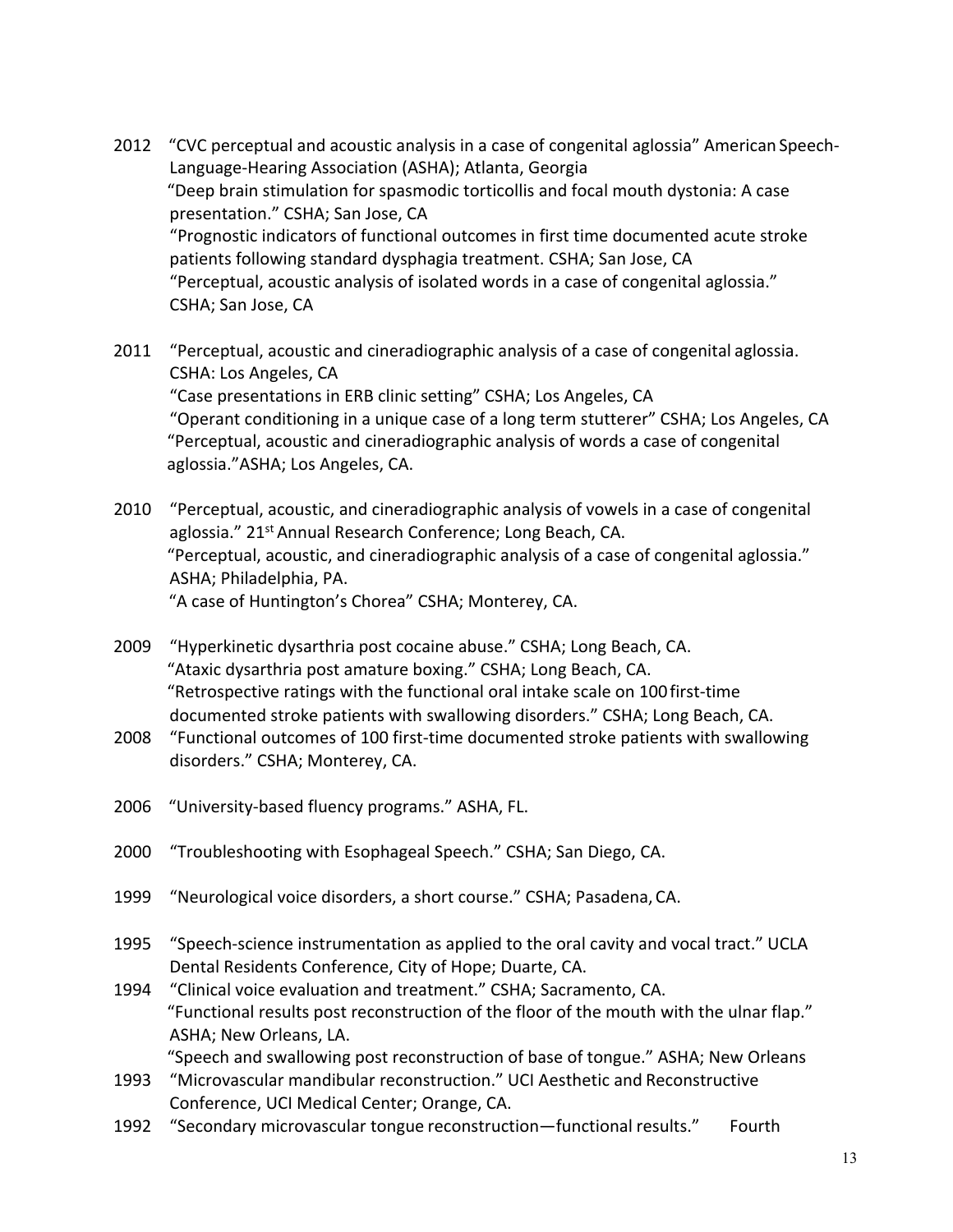2012 "CVC perceptual and acoustic analysis in a case of congenital aglossia" American Speech-Language-Hearing Association (ASHA); Atlanta, Georgia
"Deep brain stimulation for spasmodic torticollis and focal mouth dystonia: A case presentation." CSHA; San Jose, CA
"Prognostic indicators of functional outcomes in first time documented acute stroke patients following standard dysphagia treatment. CSHA; San Jose, CA
"Perceptual, acoustic analysis of isolated words in a case of congenital aglossia." CSHA; San Jose, CA

2011 "Perceptual, acoustic and cineradiographic analysis of a case of congenital aglossia. CSHA: Los Angeles, CA
"Case presentations in ERB clinic setting" CSHA; Los Angeles, CA
"Operant conditioning in a unique case of a long term stutterer" CSHA; Los Angeles, CA
"Perceptual, acoustic and cineradiographic analysis of words a case of congenital aglossia."ASHA; Los Angeles, CA.

2010 "Perceptual, acoustic, and cineradiographic analysis of vowels in a case of congenital aglossia." 21st Annual Research Conference; Long Beach, CA.
"Perceptual, acoustic, and cineradiographic analysis of a case of congenital aglossia." ASHA; Philadelphia, PA.
"A case of Huntington's Chorea" CSHA; Monterey, CA.

2009 "Hyperkinetic dysarthria post cocaine abuse." CSHA; Long Beach, CA.
"Ataxic dysarthria post amature boxing." CSHA; Long Beach, CA.
"Retrospective ratings with the functional oral intake scale on 100 first-time documented stroke patients with swallowing disorders." CSHA; Long Beach, CA.

2008 "Functional outcomes of 100 first-time documented stroke patients with swallowing disorders." CSHA; Monterey, CA.

2006 "University-based fluency programs." ASHA, FL.

2000 "Troubleshooting with Esophageal Speech." CSHA; San Diego, CA.

1999 "Neurological voice disorders, a short course." CSHA; Pasadena, CA.

1995 "Speech-science instrumentation as applied to the oral cavity and vocal tract." UCLA Dental Residents Conference, City of Hope; Duarte, CA.

1994 "Clinical voice evaluation and treatment." CSHA; Sacramento, CA.
"Functional results post reconstruction of the floor of the mouth with the ulnar flap." ASHA; New Orleans, LA.
"Speech and swallowing post reconstruction of base of tongue." ASHA; New Orleans

1993 "Microvascular mandibular reconstruction." UCI Aesthetic and Reconstructive Conference, UCI Medical Center; Orange, CA.

1992 "Secondary microvascular tongue reconstruction—functional results." Fourth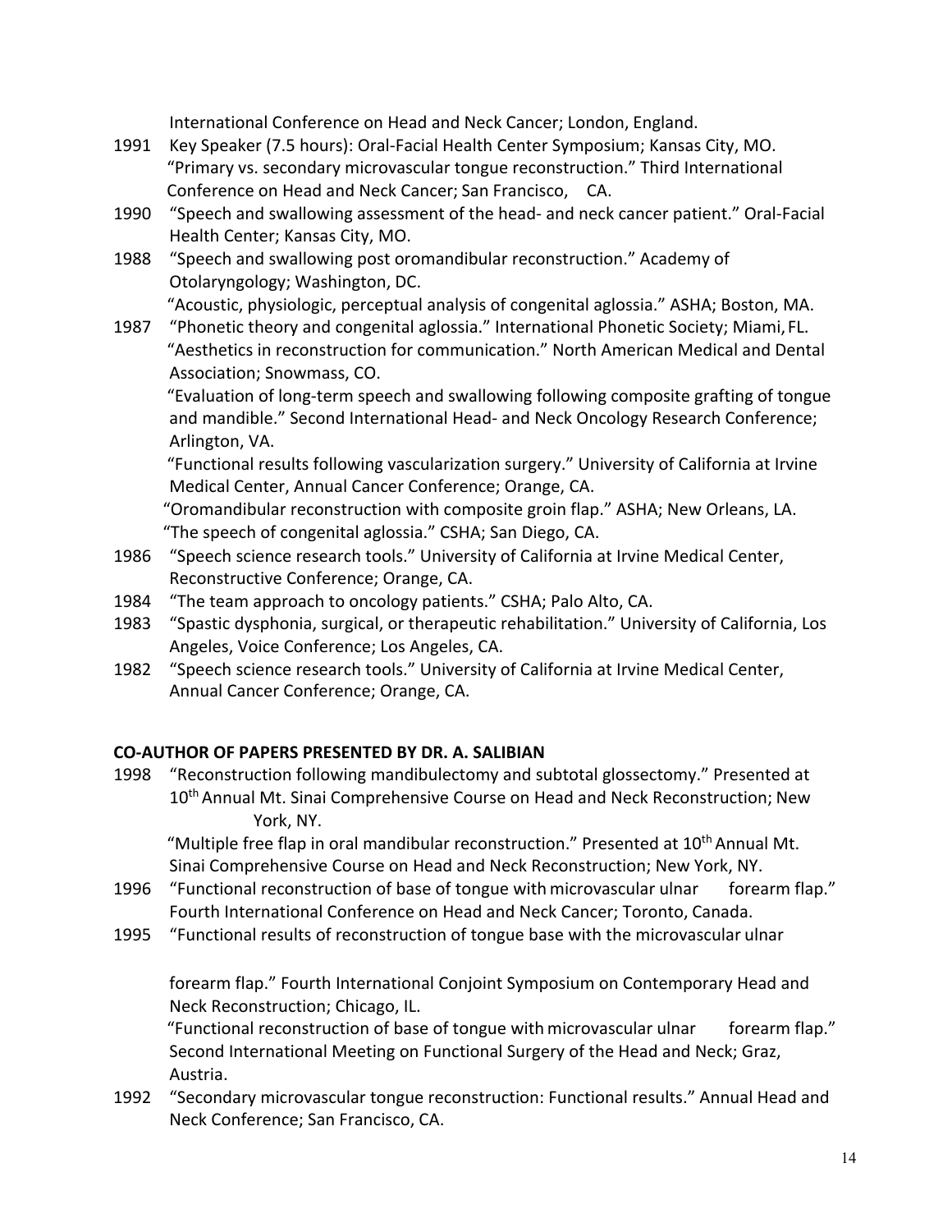International Conference on Head and Neck Cancer; London, England.

1991 Key Speaker (7.5 hours): Oral-Facial Health Center Symposium; Kansas City, MO.
"Primary vs. secondary microvascular tongue reconstruction." Third International Conference on Head and Neck Cancer; San Francisco, CA.

1990 "Speech and swallowing assessment of the head- and neck cancer patient." Oral-Facial Health Center; Kansas City, MO.

1988 "Speech and swallowing post oromandibular reconstruction." Academy of Otolaryngology; Washington, DC.
"Acoustic, physiologic, perceptual analysis of congenital aglossia." ASHA; Boston, MA.

1987 "Phonetic theory and congenital aglossia." International Phonetic Society; Miami, FL.
"Aesthetics in reconstruction for communication." North American Medical and Dental Association; Snowmass, CO.
"Evaluation of long-term speech and swallowing following composite grafting of tongue and mandible." Second International Head- and Neck Oncology Research Conference; Arlington, VA.
"Functional results following vascularization surgery." University of California at Irvine Medical Center, Annual Cancer Conference; Orange, CA.
"Oromandibular reconstruction with composite groin flap." ASHA; New Orleans, LA.
"The speech of congenital aglossia." CSHA; San Diego, CA.

1986 "Speech science research tools." University of California at Irvine Medical Center, Reconstructive Conference; Orange, CA.

1984 "The team approach to oncology patients." CSHA; Palo Alto, CA.

1983 "Spastic dysphonia, surgical, or therapeutic rehabilitation." University of California, Los Angeles, Voice Conference; Los Angeles, CA.

1982 "Speech science research tools." University of California at Irvine Medical Center, Annual Cancer Conference; Orange, CA.

**CO-AUTHOR OF PAPERS PRESENTED BY DR. A. SALIBIAN**

1998 "Reconstruction following mandibulectomy and subtotal glossectomy." Presented at 10th Annual Mt. Sinai Comprehensive Course on Head and Neck Reconstruction; New York, NY.
"Multiple free flap in oral mandibular reconstruction." Presented at 10th Annual Mt. Sinai Comprehensive Course on Head and Neck Reconstruction; New York, NY.

1996 "Functional reconstruction of base of tongue with microvascular ulnar forearm flap." Fourth International Conference on Head and Neck Cancer; Toronto, Canada.

1995 "Functional results of reconstruction of tongue base with the microvascular ulnar forearm flap." Fourth International Conjoint Symposium on Contemporary Head and Neck Reconstruction; Chicago, IL.
"Functional reconstruction of base of tongue with microvascular ulnar forearm flap." Second International Meeting on Functional Surgery of the Head and Neck; Graz, Austria.

1992 "Secondary microvascular tongue reconstruction: Functional results." Annual Head and Neck Conference; San Francisco, CA.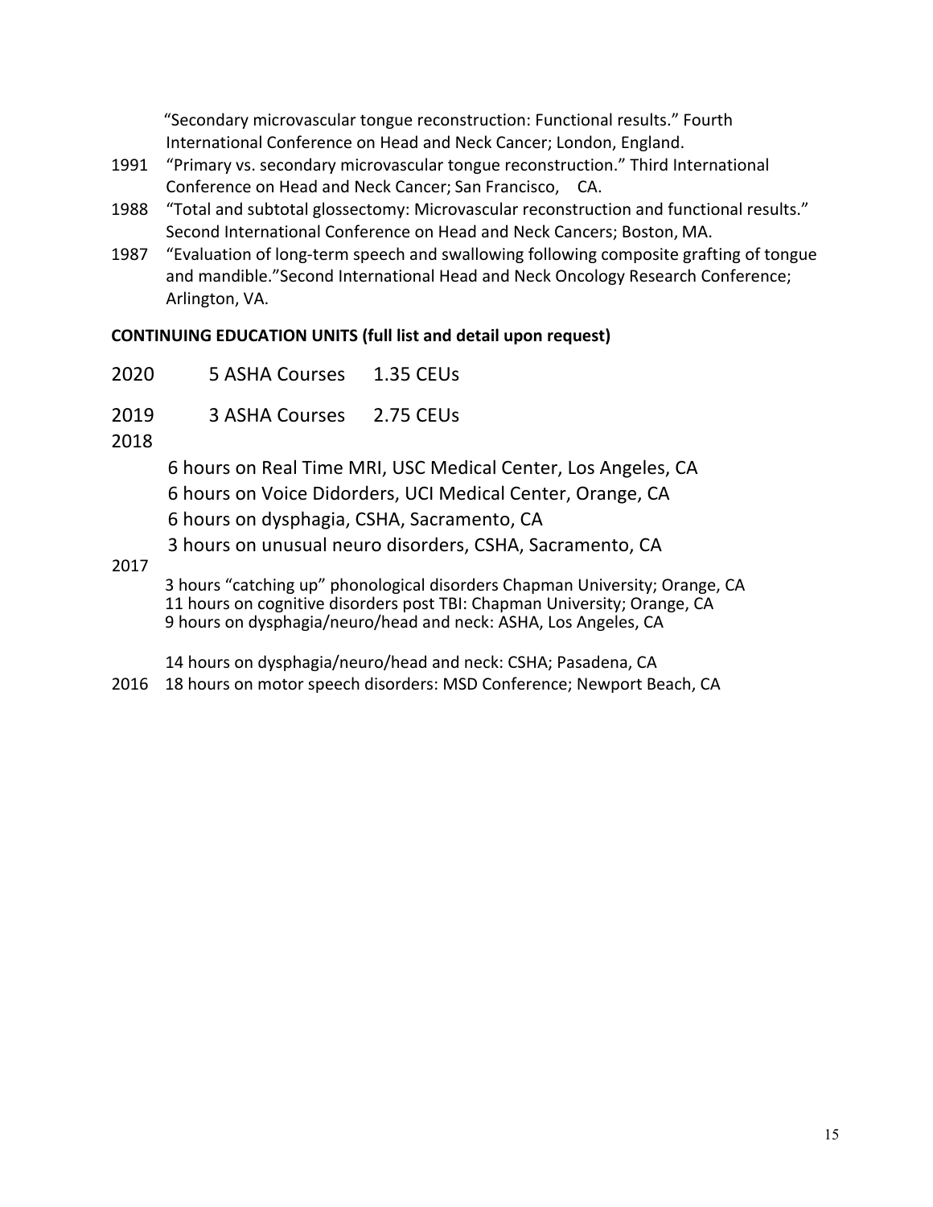"Secondary microvascular tongue reconstruction: Functional results." Fourth International Conference on Head and Neck Cancer; London, England.

1991 "Primary vs. secondary microvascular tongue reconstruction." Third International Conference on Head and Neck Cancer; San Francisco, CA.

1988 "Total and subtotal glossectomy: Microvascular reconstruction and functional results." Second International Conference on Head and Neck Cancers; Boston, MA.

1987 "Evaluation of long-term speech and swallowing following composite grafting of tongue and mandible."Second International Head and Neck Oncology Research Conference; Arlington, VA.

**CONTINUING EDUCATION UNITS (full list and detail upon request)**

2020 5 ASHA Courses 1.35 CEUs

2019 3 ASHA Courses 2.75 CEUs

2018

6 hours on Real Time MRI, USC Medical Center, Los Angeles, CA

6 hours on Voice Didorders, UCI Medical Center, Orange, CA

6 hours on dysphagia, CSHA, Sacramento, CA

3 hours on unusual neuro disorders, CSHA, Sacramento, CA

2017

3 hours "catching up" phonological disorders Chapman University; Orange, CA

11 hours on cognitive disorders post TBI: Chapman University; Orange, CA

9 hours on dysphagia/neuro/head and neck: ASHA, Los Angeles, CA

14 hours on dysphagia/neuro/head and neck: CSHA; Pasadena, CA

2016 18 hours on motor speech disorders: MSD Conference; Newport Beach, CA